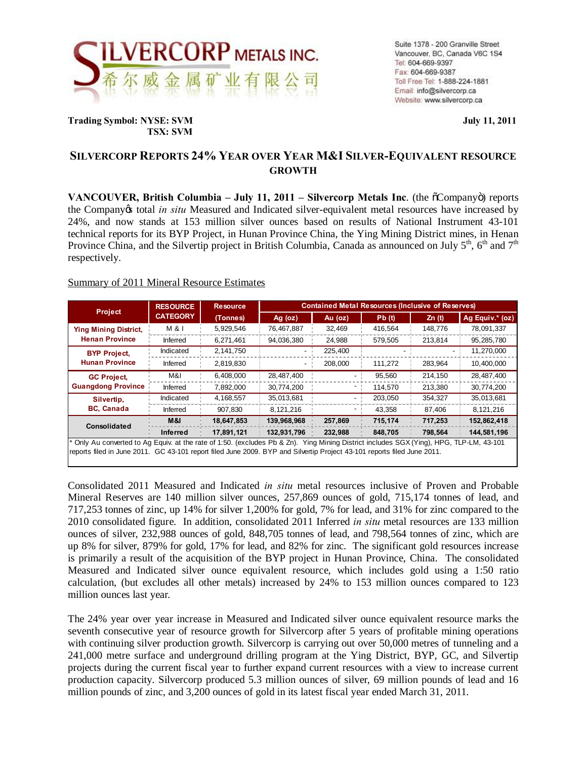**SILVERCORP METALS INC.**
希尔威金属矿业有限公司

Suite 1378 - 200 Granville Street
Vancouver, BC, Canada V6C 1S4
Tel: 604-669-9397
Fax: 604-669-9387
Toll Free Tel: 1-888-224-1881
Email: info@silvercorp.ca
Website: www.silvercorp.ca

**Trading Symbol: NYSE: SVM**
**TSX: SVM**

**July 11, 2011**

## SILVERCORP REPORTS 24% YEAR OVER YEAR M&I SILVER-EQUIVALENT RESOURCE GROWTH

**VANCOUVER, British Columbia – July 11, 2011 – Silvercorp Metals Inc**. (the "Company") reports the Company's total *in situ* Measured and Indicated silver-equivalent metal resources have increased by 24%, and now stands at 153 million silver ounces based on results of National Instrument 43-101 technical reports for its BYP Project, in Hunan Province China, the Ying Mining District mines, in Henan Province China, and the Silvertip project in British Columbia, Canada as announced on July 5th, 6th and 7th respectively.

Summary of 2011 Mineral Resource Estimates

| Project | RESOURCE CATEGORY | Resource (Tonnes) | Contained Metal Resources (Inclusive of Reserves) | | | | |
|---|---|---|---|---|---|---|---|
| | | | Ag (oz) | Au (oz) | Pb (t) | Zn (t) | Ag Equiv.* (oz) |
| Ying Mining District, Henan Province | M & I | 5,929,546 | 76,467,887 | 32,469 | 416,564 | 148,776 | 78,091,337 |
| | Inferred | 6,271,461 | 94,036,380 | 24,988 | 579,505 | 213,814 | 95,285,780 |
| BYP Project, Hunan Province | Indicated | 2,141,750 | - | 225,400 | - | - | 11,270,000 |
| | Inferred | 2,819,830 | - | 208,000 | 111,272 | 283,964 | 10,400,000 |
| GC Project, Guangdong Province | M&I | 6,408,000 | 28,487,400 | - | 95,560 | 214,150 | 28,487,400 |
| | Inferred | 7,892,000 | 30,774,200 | - | 114,570 | 213,380 | 30,774,200 |
| Silvertip, BC, Canada | Indicated | 4,168,557 | 35,013,681 | - | 203,050 | 354,327 | 35,013,681 |
| | Inferred | 907,830 | 8,121,216 | - | 43,358 | 87,406 | 8,121,216 |
| **Consolidated** | **M&I** | **18,647,853** | **139,968,968** | **257,869** | **715,174** | **717,253** | **152,862,418** |
| | **Inferred** | **17,891,121** | **132,931,796** | **232,988** | **848,705** | **798,564** | **144,581,196** |

\* Only Au converted to Ag Equiv. at the rate of 1:50. (excludes Pb & Zn). Ying Mining District includes SGX (Ying), HPG, TLP-LM, 43-101 reports filed in June 2011. GC 43-101 report filed June 2009. BYP and Silvertip Project 43-101 reports filed June 2011.

Consolidated 2011 Measured and Indicated *in situ* metal resources inclusive of Proven and Probable Mineral Reserves are 140 million silver ounces, 257,869 ounces of gold, 715,174 tonnes of lead, and 717,253 tonnes of zinc, up 14% for silver 1,200% for gold, 7% for lead, and 31% for zinc compared to the 2010 consolidated figure. In addition, consolidated 2011 Inferred *in situ* metal resources are 133 million ounces of silver, 232,988 ounces of gold, 848,705 tonnes of lead, and 798,564 tonnes of zinc, which are up 8% for silver, 879% for gold, 17% for lead, and 82% for zinc. The significant gold resources increase is primarily a result of the acquisition of the BYP project in Hunan Province, China. The consolidated Measured and Indicated silver ounce equivalent resource, which includes gold using a 1:50 ratio calculation, (but excludes all other metals) increased by 24% to 153 million ounces compared to 123 million ounces last year.

The 24% year over year increase in Measured and Indicated silver ounce equivalent resource marks the seventh consecutive year of resource growth for Silvercorp after 5 years of profitable mining operations with continuing silver production growth. Silvercorp is carrying out over 50,000 metres of tunneling and a 241,000 metre surface and underground drilling program at the Ying District, BYP, GC, and Silvertip projects during the current fiscal year to further expand current resources with a view to increase current production capacity. Silvercorp produced 5.3 million ounces of silver, 69 million pounds of lead and 16 million pounds of zinc, and 3,200 ounces of gold in its latest fiscal year ended March 31, 2011.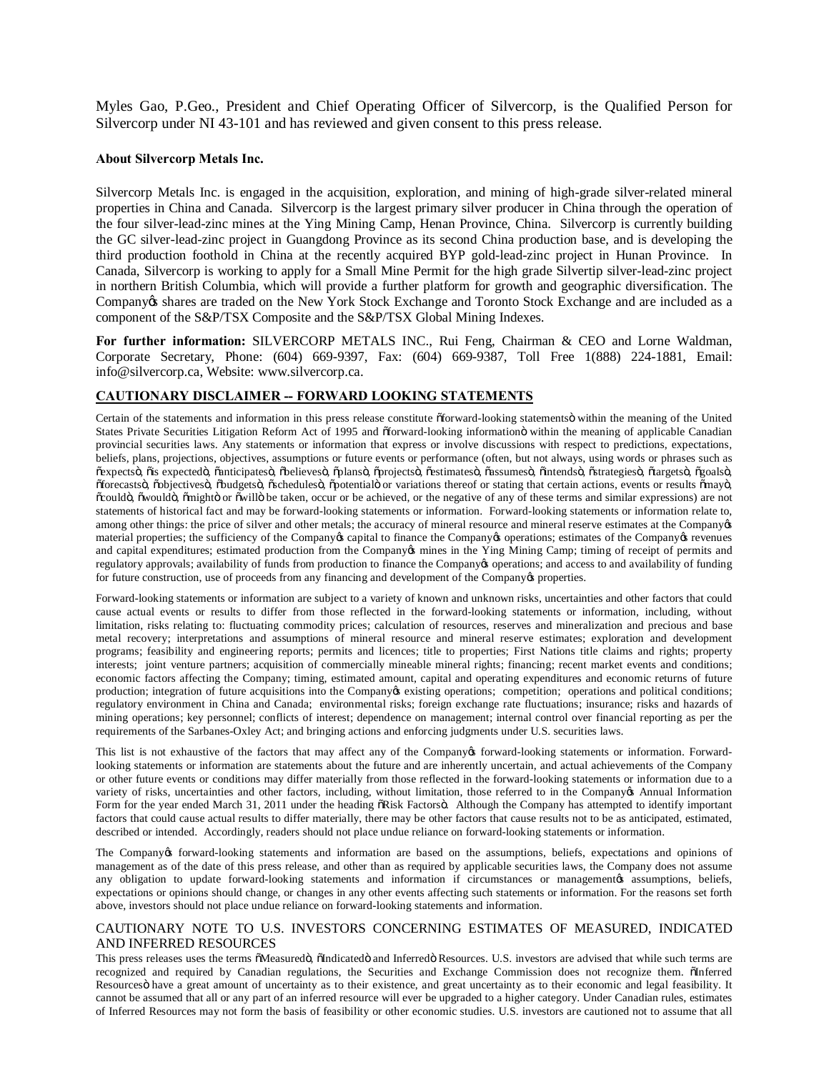Myles Gao, P.Geo., President and Chief Operating Officer of Silvercorp, is the Qualified Person for Silvercorp under NI 43-101 and has reviewed and given consent to this press release.

**About Silvercorp Metals Inc.**

Silvercorp Metals Inc. is engaged in the acquisition, exploration, and mining of high-grade silver-related mineral properties in China and Canada. Silvercorp is the largest primary silver producer in China through the operation of the four silver-lead-zinc mines at the Ying Mining Camp, Henan Province, China. Silvercorp is currently building the GC silver-lead-zinc project in Guangdong Province as its second China production base, and is developing the third production foothold in China at the recently acquired BYP gold-lead-zinc project in Hunan Province. In Canada, Silvercorp is working to apply for a Small Mine Permit for the high grade Silvertip silver-lead-zinc project in northern British Columbia, which will provide a further platform for growth and geographic diversification. The Company’s shares are traded on the New York Stock Exchange and Toronto Stock Exchange and are included as a component of the S&P/TSX Composite and the S&P/TSX Global Mining Indexes.

**For further information:** SILVERCORP METALS INC., Rui Feng, Chairman & CEO and Lorne Waldman, Corporate Secretary, Phone: (604) 669-9397, Fax: (604) 669-9387, Toll Free 1(888) 224-1881, Email: info@silvercorp.ca, Website: www.silvercorp.ca.

## CAUTIONARY DISCLAIMER -- FORWARD LOOKING STATEMENTS

Certain of the statements and information in this press release constitute “forward-looking statements” within the meaning of the United States Private Securities Litigation Reform Act of 1995 and “forward-looking information” within the meaning of applicable Canadian provincial securities laws. Any statements or information that express or involve discussions with respect to predictions, expectations, beliefs, plans, projections, objectives, assumptions or future events or performance (often, but not always, using words or phrases such as “expects”, “is expected”, “anticipates”, “believes”, “plans”, “projects”, “estimates”, “assumes”, “intends”, “strategies”, “targets”, “goals”, “forecasts”, “objectives”, “budgets”, “schedules”, “potential” or variations thereof or stating that certain actions, events or results “may”, “could”, “would”, “might” or “will” be taken, occur or be achieved, or the negative of any of these terms and similar expressions) are not statements of historical fact and may be forward-looking statements or information. Forward-looking statements or information relate to, among other things: the price of silver and other metals; the accuracy of mineral resource and mineral reserve estimates at the Company’s material properties; the sufficiency of the Company’s capital to finance the Company’s operations; estimates of the Company’s revenues and capital expenditures; estimated production from the Company’s mines in the Ying Mining Camp; timing of receipt of permits and regulatory approvals; availability of funds from production to finance the Company’s operations; and access to and availability of funding for future construction, use of proceeds from any financing and development of the Company’s properties.

Forward-looking statements or information are subject to a variety of known and unknown risks, uncertainties and other factors that could cause actual events or results to differ from those reflected in the forward-looking statements or information, including, without limitation, risks relating to: fluctuating commodity prices; calculation of resources, reserves and mineralization and precious and base metal recovery; interpretations and assumptions of mineral resource and mineral reserve estimates; exploration and development programs; feasibility and engineering reports; permits and licences; title to properties; First Nations title claims and rights; property interests; joint venture partners; acquisition of commercially mineable mineral rights; financing; recent market events and conditions; economic factors affecting the Company; timing, estimated amount, capital and operating expenditures and economic returns of future production; integration of future acquisitions into the Company’s existing operations; competition; operations and political conditions; regulatory environment in China and Canada; environmental risks; foreign exchange rate fluctuations; insurance; risks and hazards of mining operations; key personnel; conflicts of interest; dependence on management; internal control over financial reporting as per the requirements of the Sarbanes-Oxley Act; and bringing actions and enforcing judgments under U.S. securities laws.

This list is not exhaustive of the factors that may affect any of the Company’s forward-looking statements or information. Forward-looking statements or information are statements about the future and are inherently uncertain, and actual achievements of the Company or other future events or conditions may differ materially from those reflected in the forward-looking statements or information due to a variety of risks, uncertainties and other factors, including, without limitation, those referred to in the Company’s Annual Information Form for the year ended March 31, 2011 under the heading “Risk Factors”. Although the Company has attempted to identify important factors that could cause actual results to differ materially, there may be other factors that cause results not to be as anticipated, estimated, described or intended. Accordingly, readers should not place undue reliance on forward-looking statements or information.

The Company’s forward-looking statements and information are based on the assumptions, beliefs, expectations and opinions of management as of the date of this press release, and other than as required by applicable securities laws, the Company does not assume any obligation to update forward-looking statements and information if circumstances or management’s assumptions, beliefs, expectations or opinions should change, or changes in any other events affecting such statements or information. For the reasons set forth above, investors should not place undue reliance on forward-looking statements and information.

## CAUTIONARY NOTE TO U.S. INVESTORS CONCERNING ESTIMATES OF MEASURED, INDICATED AND INFERRED RESOURCES

This press releases uses the terms “Measured”, “Indicated” and Inferred” Resources. U.S. investors are advised that while such terms are recognized and required by Canadian regulations, the Securities and Exchange Commission does not recognize them. “Inferred Resources” have a great amount of uncertainty as to their existence, and great uncertainty as to their economic and legal feasibility. It cannot be assumed that all or any part of an inferred resource will ever be upgraded to a higher category. Under Canadian rules, estimates of Inferred Resources may not form the basis of feasibility or other economic studies. U.S. investors are cautioned not to assume that all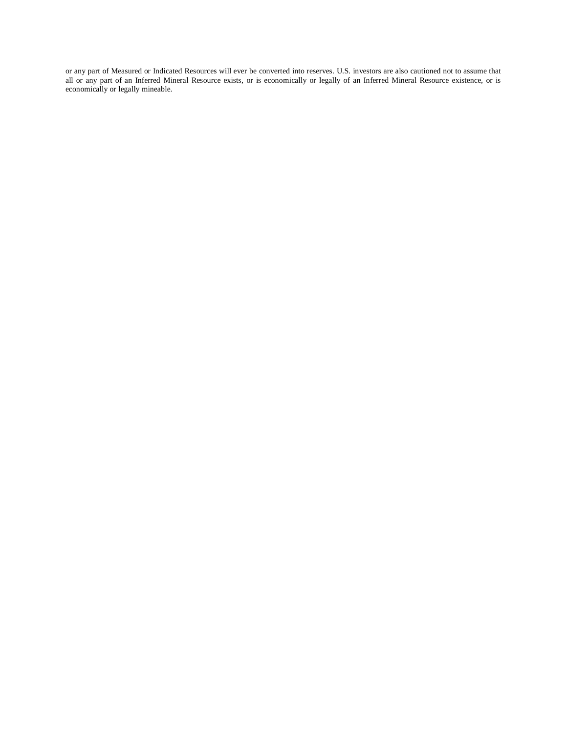or any part of Measured or Indicated Resources will ever be converted into reserves. U.S. investors are also cautioned not to assume that all or any part of an Inferred Mineral Resource exists, or is economically or legally of an Inferred Mineral Resource existence, or is economically or legally mineable.